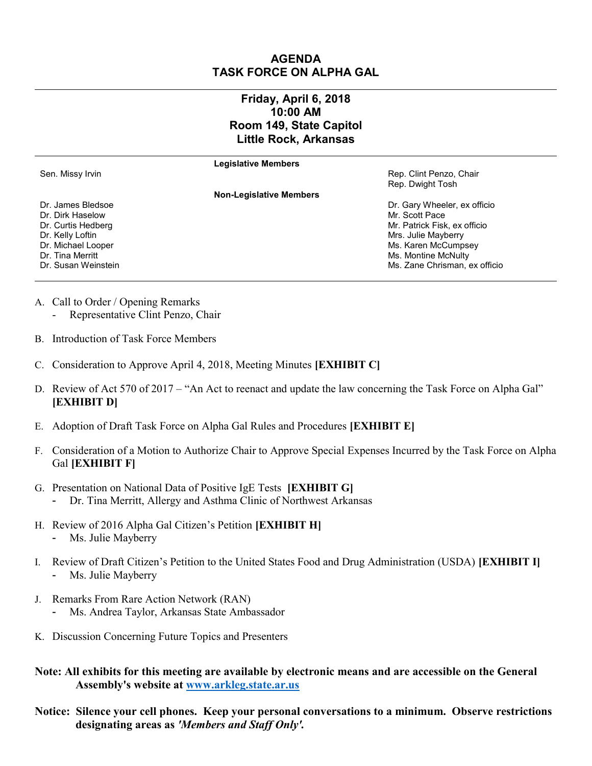# AGENDA
# TASK FORCE ON ALPHA GAL

## Friday, April 6, 2018
## 10:00 AM
## Room 149, State Capitol
## Little Rock, Arkansas

**Legislative Members**

Sen. Missy Irvin

Rep. Clint Penzo, Chair
Rep. Dwight Tosh

**Non-Legislative Members**

Dr. James Bledsoe
Dr. Dirk Haselow
Dr. Curtis Hedberg
Dr. Kelly Loftin
Dr. Michael Looper
Dr. Tina Merritt
Dr. Susan Weinstein

Dr. Gary Wheeler, ex officio
Mr. Scott Pace
Mr. Patrick Fisk, ex officio
Mrs. Julie Mayberry
Ms. Karen McCumpsey
Ms. Montine McNulty
Ms. Zane Chrisman, ex officio

---

A. Call to Order / Opening Remarks
   - Representative Clint Penzo, Chair

B. Introduction of Task Force Members

C. Consideration to Approve April 4, 2018, Meeting Minutes **[EXHIBIT C]**

D. Review of Act 570 of 2017 – "An Act to reenact and update the law concerning the Task Force on Alpha Gal" **[EXHIBIT D]**

E. Adoption of Draft Task Force on Alpha Gal Rules and Procedures **[EXHIBIT E]**

F. Consideration of a Motion to Authorize Chair to Approve Special Expenses Incurred by the Task Force on Alpha Gal **[EXHIBIT F]**

G. Presentation on National Data of Positive IgE Tests **[EXHIBIT G]**
   - Dr. Tina Merritt, Allergy and Asthma Clinic of Northwest Arkansas

H. Review of 2016 Alpha Gal Citizen's Petition **[EXHIBIT H]**
   - Ms. Julie Mayberry

I. Review of Draft Citizen's Petition to the United States Food and Drug Administration (USDA) **[EXHIBIT I]**
   - Ms. Julie Mayberry

J. Remarks From Rare Action Network (RAN)
   - Ms. Andrea Taylor, Arkansas State Ambassador

K. Discussion Concerning Future Topics and Presenters

**Note: All exhibits for this meeting are available by electronic means and are accessible on the General Assembly's website at [www.arkleg.state.ar.us](http://www.arkleg.state.ar.us)**

**Notice: Silence your cell phones. Keep your personal conversations to a minimum. Observe restrictions designating areas as *'Members and Staff Only'*.**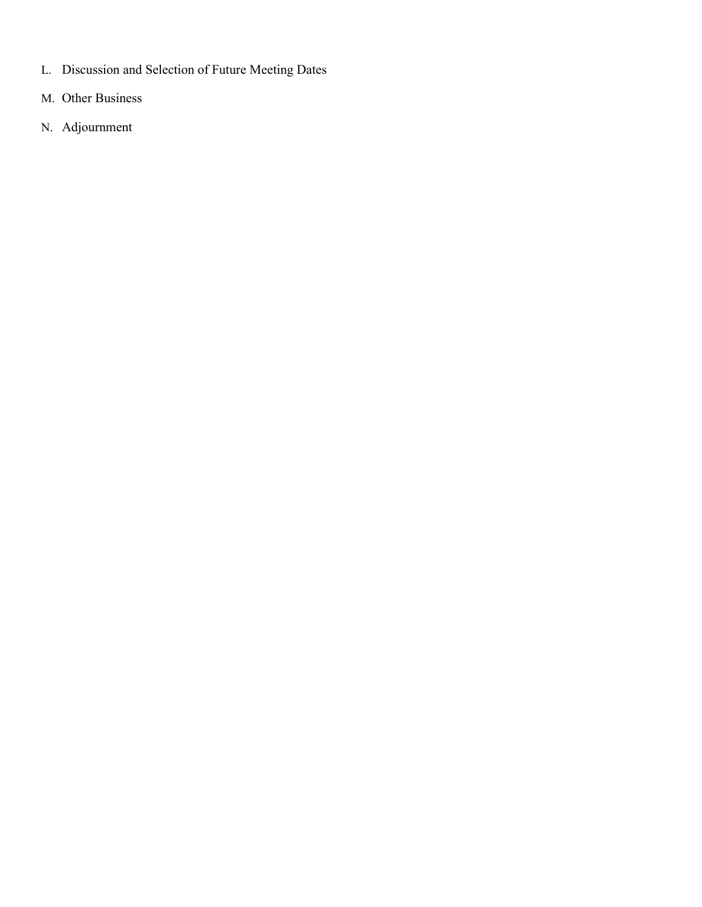L. Discussion and Selection of Future Meeting Dates

M. Other Business

N. Adjournment